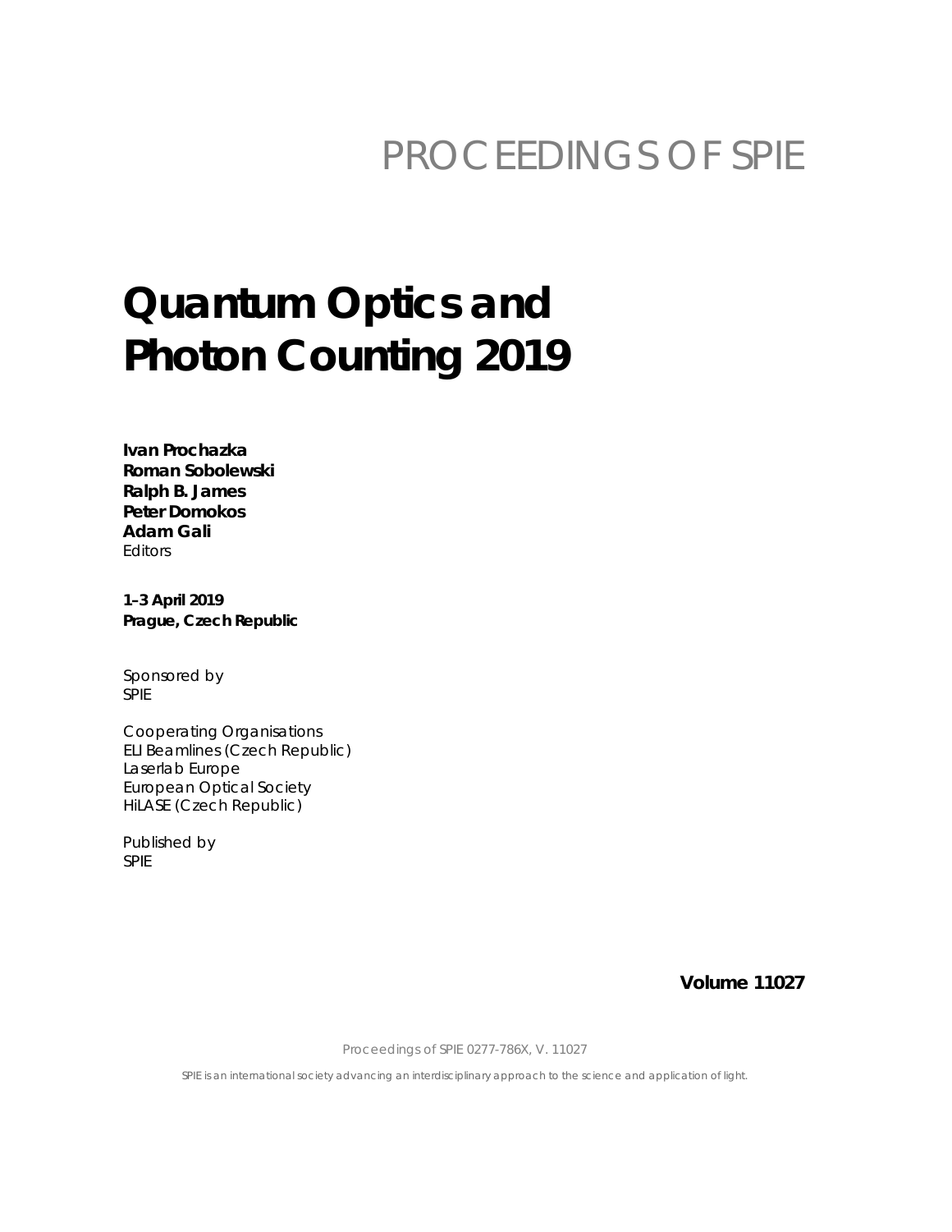PROCEEDINGS OF SPIE

# Quantum Optics and Photon Counting 2019

**Ivan Prochazka**
**Roman Sobolewski**
**Ralph B. James**
**Peter Domokos**
**Adam Gali**
Editors

**1–3 April 2019**
**Prague, Czech Republic**

Sponsored by
SPIE

Cooperating Organisations
ELI Beamlines (Czech Republic)
Laserlab Europe
European Optical Society
HiLASE (Czech Republic)

Published by
SPIE

**Volume 11027**

Proceedings of SPIE 0277-786X, V. 11027

SPIE is an international society advancing an interdisciplinary approach to the science and application of light.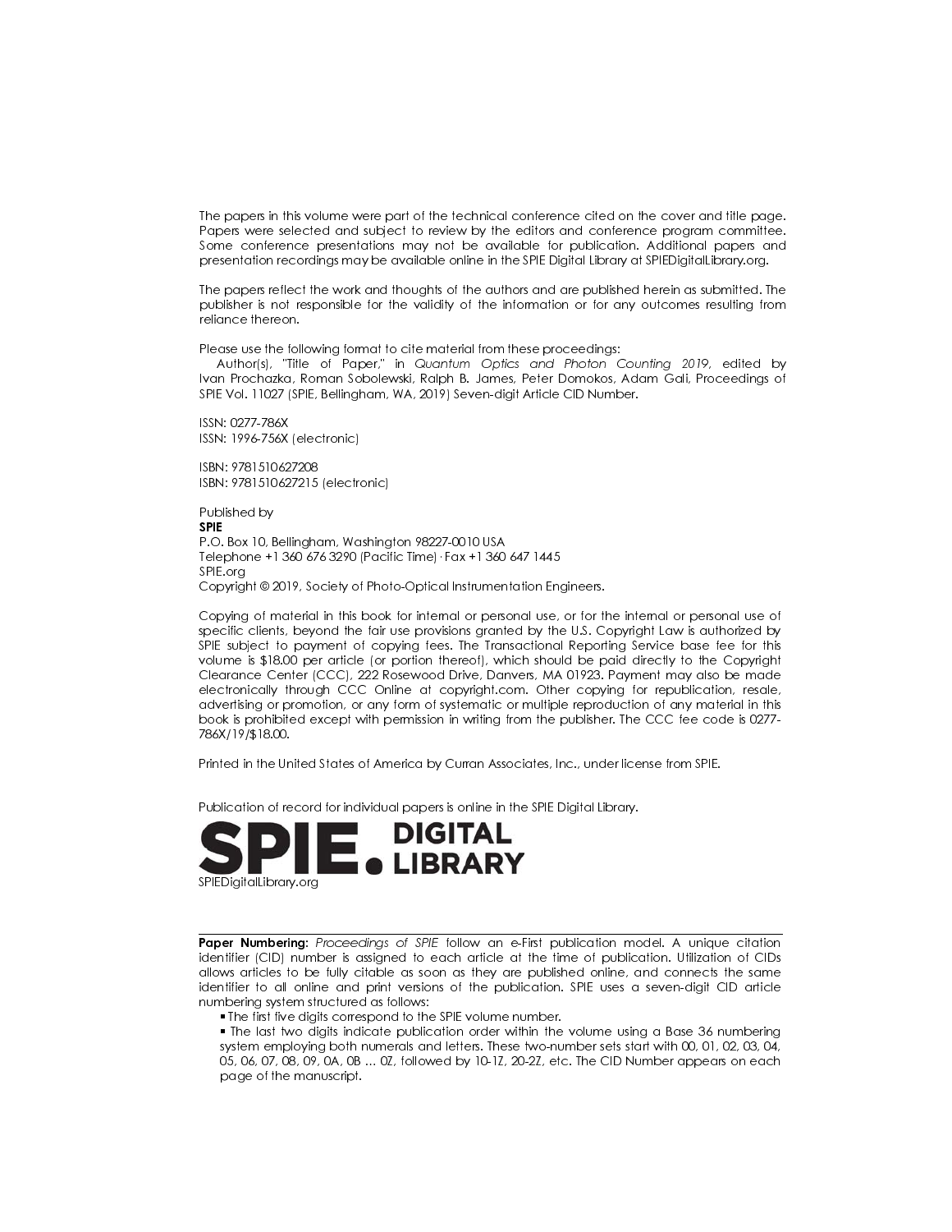The papers in this volume were part of the technical conference cited on the cover and title page. Papers were selected and subject to review by the editors and conference program committee. Some conference presentations may not be available for publication. Additional papers and presentation recordings may be available online in the SPIE Digital Library at SPIEDigitalLibrary.org.

The papers reflect the work and thoughts of the authors and are published herein as submitted. The publisher is not responsible for the validity of the information or for any outcomes resulting from reliance thereon.

Please use the following format to cite material from these proceedings:
Author(s), "Title of Paper," in *Quantum Optics and Photon Counting 2019*, edited by Ivan Prochazka, Roman Sobolewski, Ralph B. James, Peter Domokos, Adam Gali, Proceedings of SPIE Vol. 11027 (SPIE, Bellingham, WA, 2019) Seven-digit Article CID Number.

ISSN: 0277-786X
ISSN: 1996-756X (electronic)

ISBN: 9781510627208
ISBN: 9781510627215 (electronic)

Published by
**SPIE**
P.O. Box 10, Bellingham, Washington 98227-0010 USA
Telephone +1 360 676 3290 (Pacific Time) · Fax +1 360 647 1445
SPIE.org
Copyright © 2019, Society of Photo-Optical Instrumentation Engineers.

Copying of material in this book for internal or personal use, or for the internal or personal use of specific clients, beyond the fair use provisions granted by the U.S. Copyright Law is authorized by SPIE subject to payment of copying fees. The Transactional Reporting Service base fee for this volume is $18.00 per article (or portion thereof), which should be paid directly to the Copyright Clearance Center (CCC), 222 Rosewood Drive, Danvers, MA 01923. Payment may also be made electronically through CCC Online at copyright.com. Other copying for republication, resale, advertising or promotion, or any form of systematic or multiple reproduction of any material in this book is prohibited except with permission in writing from the publisher. The CCC fee code is 0277-786X/19/$18.00.

Printed in the United States of America by Curran Associates, Inc., under license from SPIE.

Publication of record for individual papers is online in the SPIE Digital Library.

**SPIE. DIGITAL LIBRARY**
SPIEDigitalLibrary.org

---

**Paper Numbering:** *Proceedings of SPIE* follow an e-First publication model. A unique citation identifier (CID) number is assigned to each article at the time of publication. Utilization of CIDs allows articles to be fully citable as soon as they are published online, and connects the same identifier to all online and print versions of the publication. SPIE uses a seven-digit CID article numbering system structured as follows:

- The first five digits correspond to the SPIE volume number.
- The last two digits indicate publication order within the volume using a Base 36 numbering system employing both numerals and letters. These two-number sets start with 00, 01, 02, 03, 04, 05, 06, 07, 08, 09, 0A, 0B … 0Z, followed by 10-1Z, 20-2Z, etc. The CID Number appears on each page of the manuscript.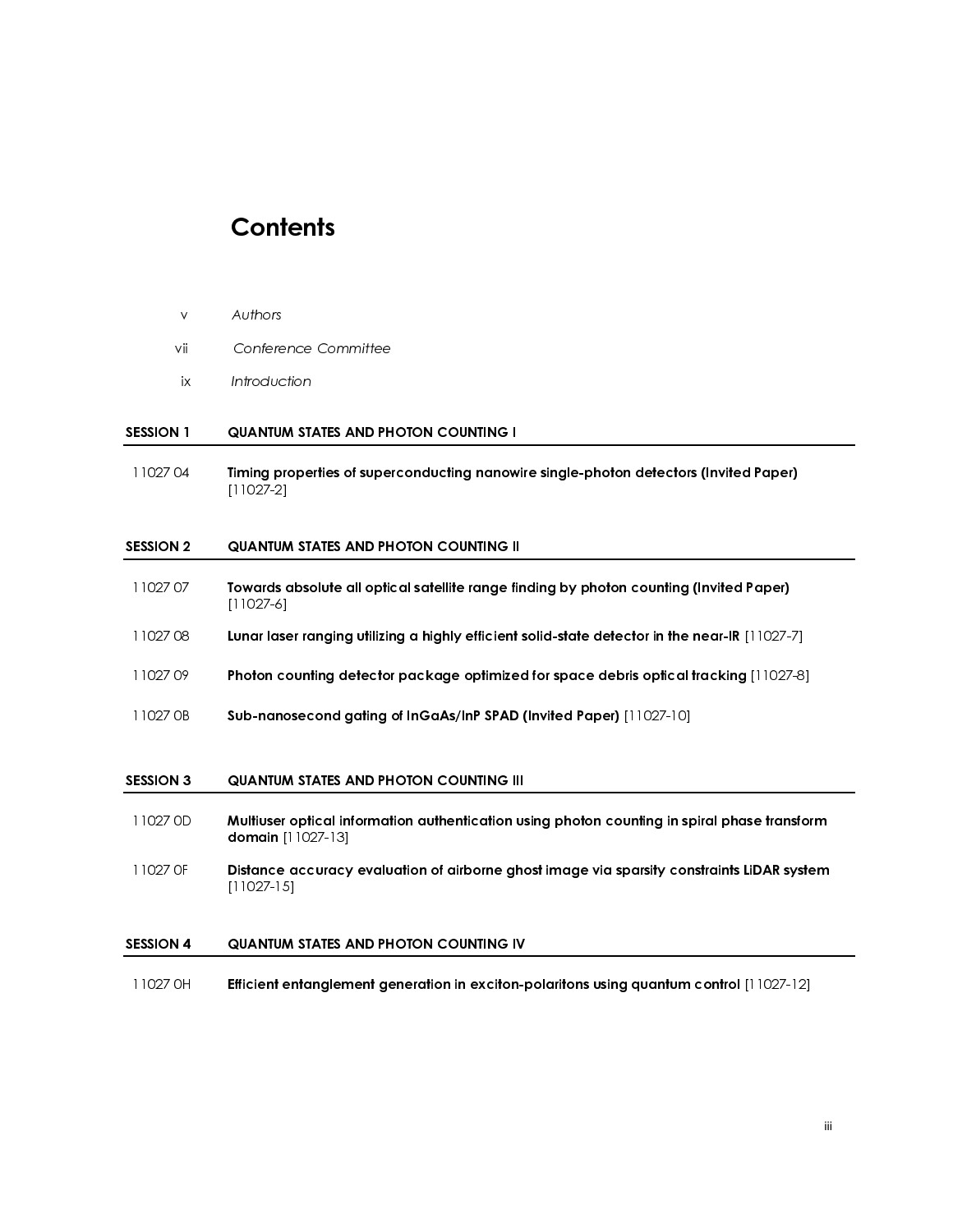# Contents

| | |
|---|---|
| v | *Authors* |
| vii | *Conference Committee* |
| ix | *Introduction* |

## SESSION 1 QUANTUM STATES AND PHOTON COUNTING I

11027 04 **Timing properties of superconducting nanowire single-photon detectors (Invited Paper)** [11027-2]

## SESSION 2 QUANTUM STATES AND PHOTON COUNTING II

11027 07 **Towards absolute all optical satellite range finding by photon counting (Invited Paper)** [11027-6]

11027 08 **Lunar laser ranging utilizing a highly efficient solid-state detector in the near-IR** [11027-7]

11027 09 **Photon counting detector package optimized for space debris optical tracking** [11027-8]

11027 0B **Sub-nanosecond gating of InGaAs/InP SPAD (Invited Paper)** [11027-10]

## SESSION 3 QUANTUM STATES AND PHOTON COUNTING III

11027 0D **Multiuser optical information authentication using photon counting in spiral phase transform domain** [11027-13]

11027 0F **Distance accuracy evaluation of airborne ghost image via sparsity constraints LiDAR system** [11027-15]

## SESSION 4 QUANTUM STATES AND PHOTON COUNTING IV

11027 0H **Efficient entanglement generation in exciton-polaritons using quantum control** [11027-12]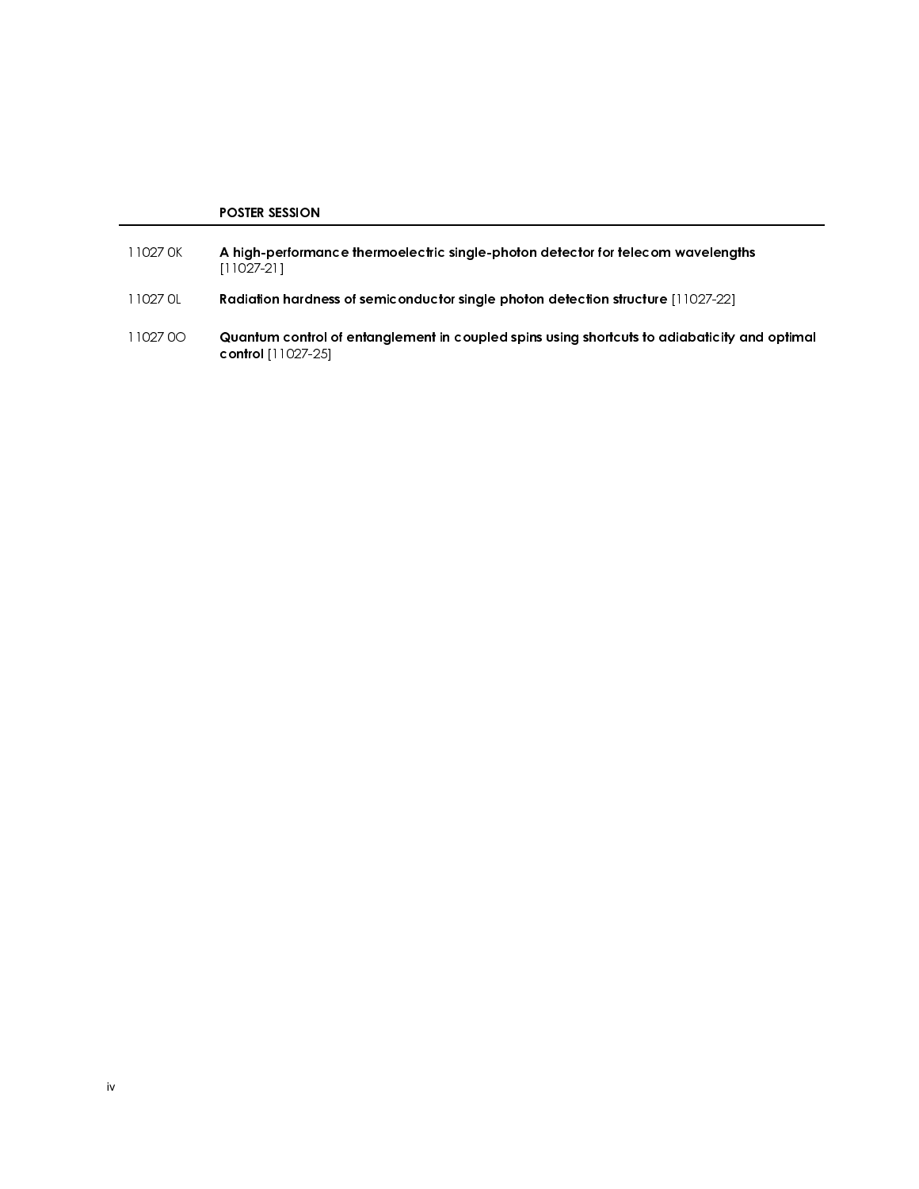## POSTER SESSION

11027 0K **A high-performance thermoelectric single-photon detector for telecom wavelengths** [11027-21]

11027 0L **Radiation hardness of semiconductor single photon detection structure** [11027-22]

11027 0O **Quantum control of entanglement in coupled spins using shortcuts to adiabaticity and optimal control** [11027-25]